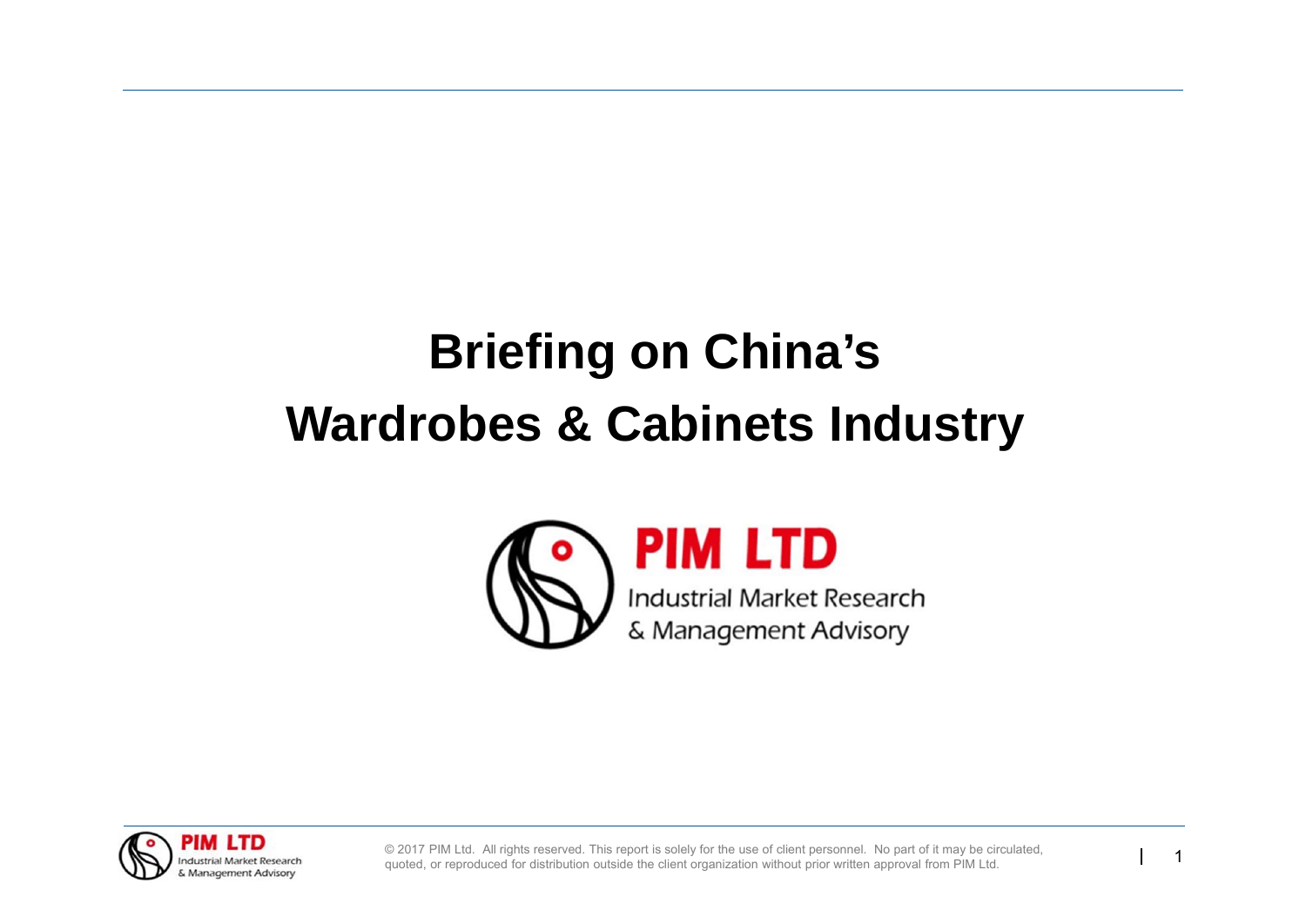# Briefing on China's Wardrobes & Cabinets Industry

PIM LTD

Industrial Market Research & Management Advisory

© 2017 PIM Ltd. All rights reserved. This report is solely for the use of client personnel. No part of it may be circulated, quoted, or reproduced for distribution outside the client organization without prior written approval from PIM Ltd.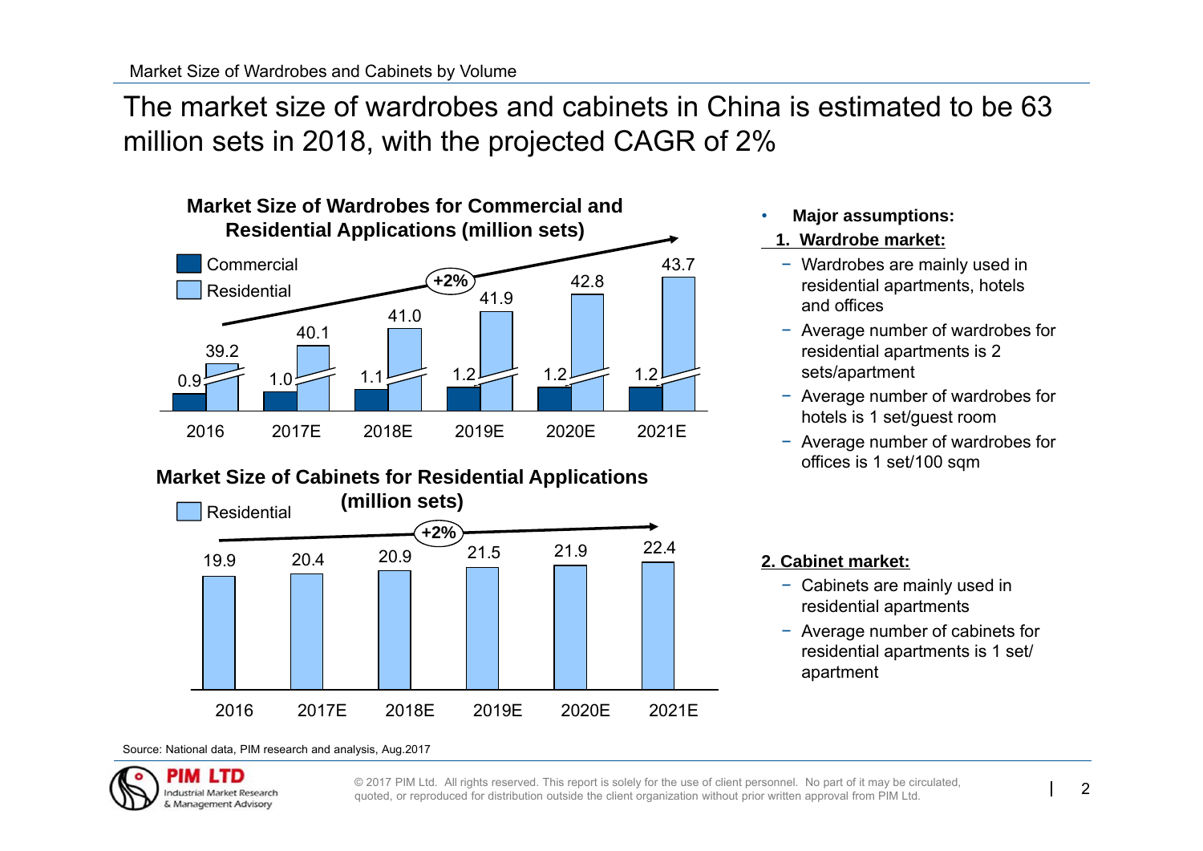Market Size of Wardrobes and Cabinets by Volume

# The market size of wardrobes and cabinets in China is estimated to be 63 million sets in 2018, with the projected CAGR of 2%

**Market Size of Wardrobes for Commercial and Residential Applications (million sets)**

| | 2016 | 2017E | 2018E | 2019E | 2020E | 2021E |
|---|---|---|---|---|---|---|
| Commercial | 0.9 | 1.0 | 1.1 | 1.2 | 1.2 | 1.2 |
| Residential | 39.2 | 40.1 | 41.0 | 41.9 | 42.8 | 43.7 |

+2%

**Market Size of Cabinets for Residential Applications (million sets)**

| | 2016 | 2017E | 2018E | 2019E | 2020E | 2021E |
|---|---|---|---|---|---|---|
| Residential | 19.9 | 20.4 | 20.9 | 21.5 | 21.9 | 22.4 |

+2%

- **Major assumptions:**

**1. Wardrobe market:**

- Wardrobes are mainly used in residential apartments, hotels and offices
- Average number of wardrobes for residential apartments is 2 sets/apartment
- Average number of wardrobes for hotels is 1 set/guest room
- Average number of wardrobes for offices is 1 set/100 sqm

**2. Cabinet market:**

- Cabinets are mainly used in residential apartments
- Average number of cabinets for residential apartments is 1 set/ apartment

Source: National data, PIM research and analysis, Aug.2017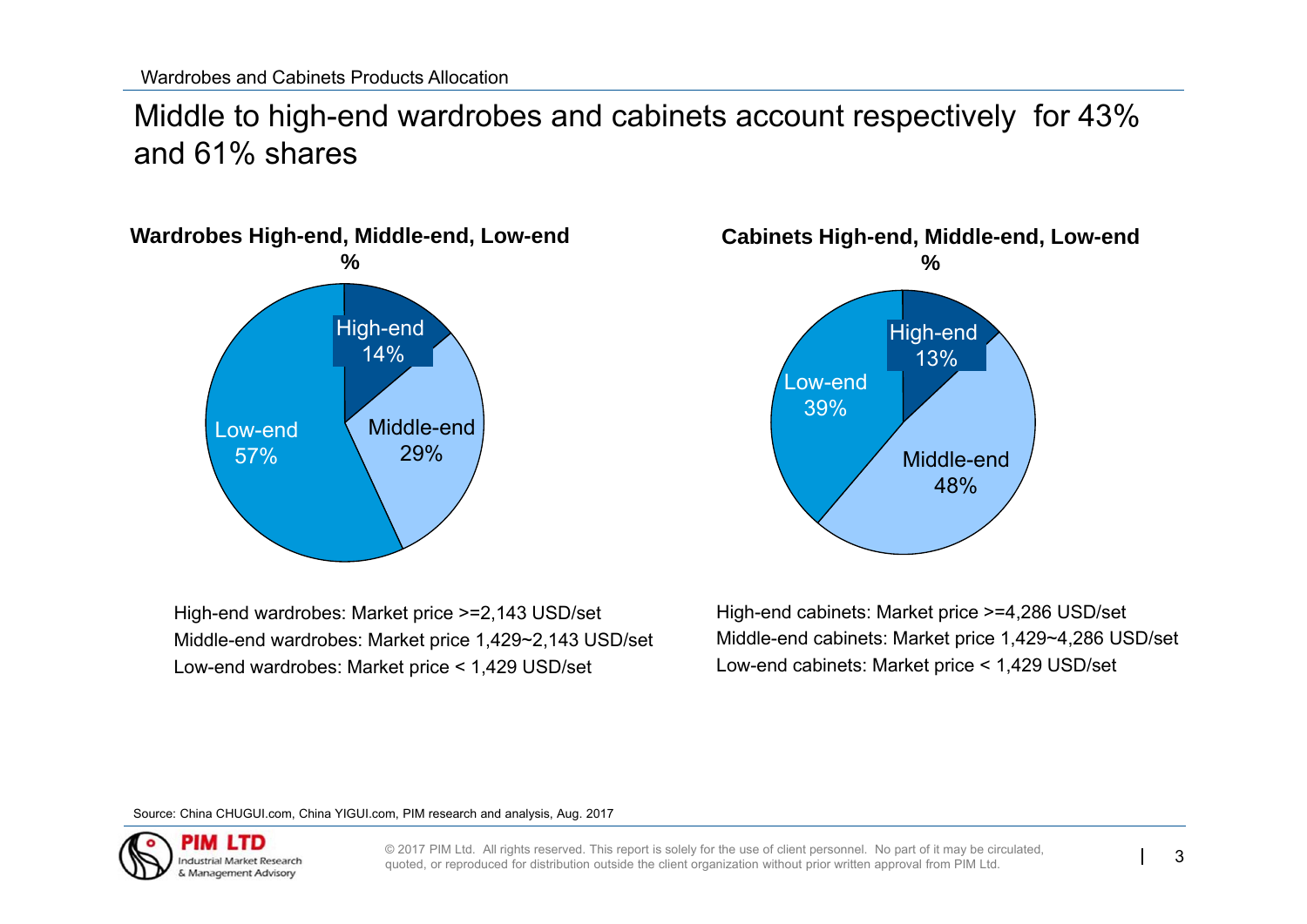Wardrobes and Cabinets Products Allocation

# Middle to high-end wardrobes and cabinets account respectively for 43% and 61% shares

**Wardrobes High-end, Middle-end, Low-end**
**%**

| Segment | Share |
|---|---|
| High-end | 14% |
| Middle-end | 29% |
| Low-end | 57% |

High-end wardrobes: Market price >=2,143 USD/set
Middle-end wardrobes: Market price 1,429~2,143 USD/set
Low-end wardrobes: Market price < 1,429 USD/set

**Cabinets High-end, Middle-end, Low-end**
**%**

| Segment | Share |
|---|---|
| High-end | 13% |
| Middle-end | 48% |
| Low-end | 39% |

High-end cabinets: Market price >=4,286 USD/set
Middle-end cabinets: Market price 1,429~4,286 USD/set
Low-end cabinets: Market price < 1,429 USD/set

Source: China CHUGUI.com, China YIGUI.com, PIM research and analysis, Aug. 2017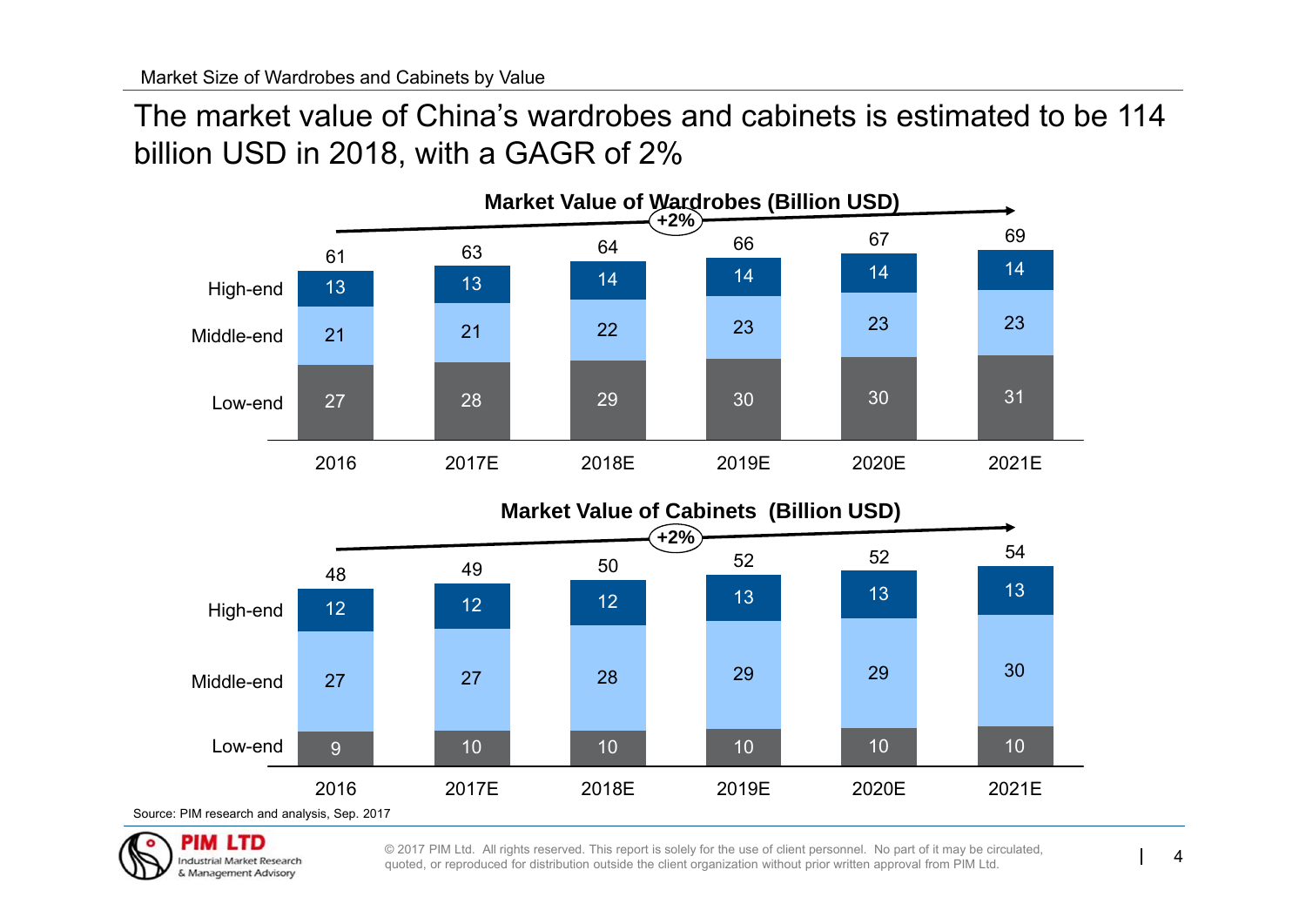Market Size of Wardrobes and Cabinets by Value

# The market value of China's wardrobes and cabinets is estimated to be 114 billion USD in 2018, with a GAGR of 2%

**Market Value of Wardrobes (Billion USD)**

+2%

| | 2016 | 2017E | 2018E | 2019E | 2020E | 2021E |
|---|---|---|---|---|---|---|
| High-end | 13 | 13 | 14 | 14 | 14 | 14 |
| Middle-end | 21 | 21 | 22 | 23 | 23 | 23 |
| Low-end | 27 | 28 | 29 | 30 | 30 | 31 |
| Total | 61 | 63 | 64 | 66 | 67 | 69 |

**Market Value of Cabinets (Billion USD)**

+2%

| | 2016 | 2017E | 2018E | 2019E | 2020E | 2021E |
|---|---|---|---|---|---|---|
| High-end | 12 | 12 | 12 | 13 | 13 | 13 |
| Middle-end | 27 | 27 | 28 | 29 | 29 | 30 |
| Low-end | 9 | 10 | 10 | 10 | 10 | 10 |
| Total | 48 | 49 | 50 | 52 | 52 | 54 |

Source: PIM research and analysis, Sep. 2017

PIM LTD Industrial Market Research & Management Advisory

© 2017 PIM Ltd. All rights reserved. This report is solely for the use of client personnel. No part of it may be circulated, quoted, or reproduced for distribution outside the client organization without prior written approval from PIM Ltd.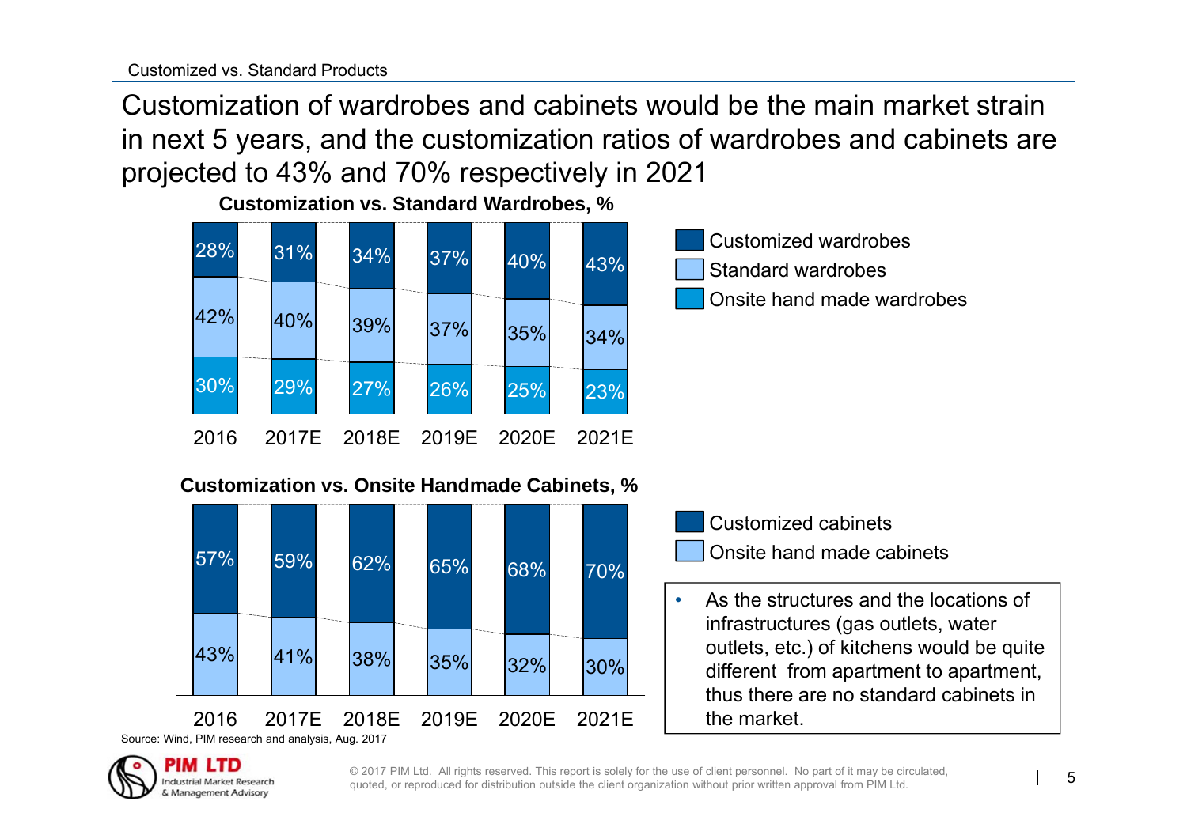Customized vs. Standard Products

# Customization of wardrobes and cabinets would be the main market strain in next 5 years, and the customization ratios of wardrobes and cabinets are projected to 43% and 70% respectively in 2021

**Customization vs. Standard Wardrobes, %**

| | 2016 | 2017E | 2018E | 2019E | 2020E | 2021E |
|---|---|---|---|---|---|---|
| Customized wardrobes | 28% | 31% | 34% | 37% | 40% | 43% |
| Standard wardrobes | 42% | 40% | 39% | 37% | 35% | 34% |
| Onsite hand made wardrobes | 30% | 29% | 27% | 26% | 25% | 23% |

**Customization vs. Onsite Handmade Cabinets, %**

| | 2016 | 2017E | 2018E | 2019E | 2020E | 2021E |
|---|---|---|---|---|---|---|
| Customized cabinets | 57% | 59% | 62% | 65% | 68% | 70% |
| Onsite hand made cabinets | 43% | 41% | 38% | 35% | 32% | 30% |

- As the structures and the locations of infrastructures (gas outlets, water outlets, etc.) of kitchens would be quite different from apartment to apartment, thus there are no standard cabinets in the market.

Source: Wind, PIM research and analysis, Aug. 2017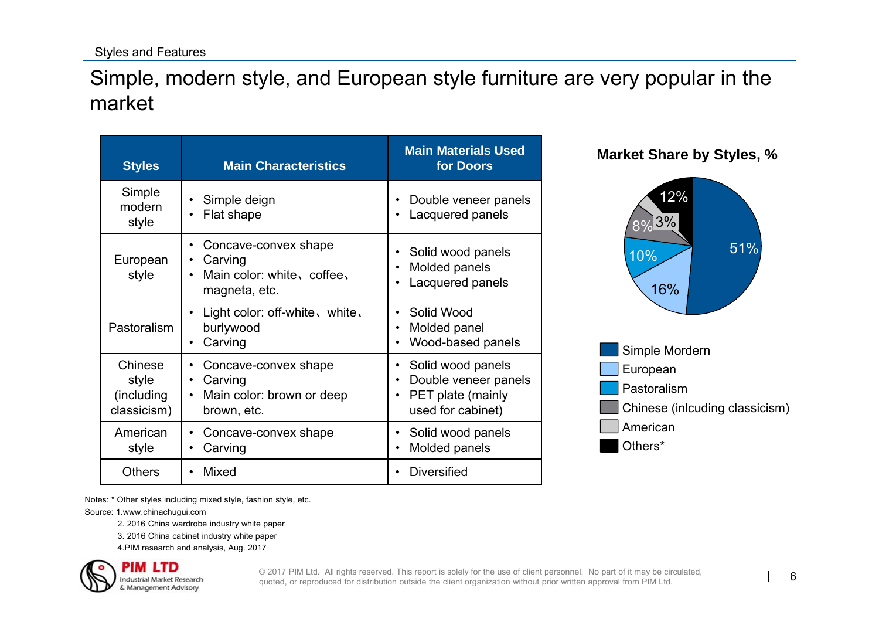Styles and Features

# Simple, modern style, and European style furniture are very popular in the market

| Styles | Main Characteristics | Main Materials Used for Doors |
|---|---|---|
| Simple modern style | • Simple deign<br>• Flat shape | • Double veneer panels<br>• Lacquered panels |
| European style | • Concave-convex shape<br>• Carving<br>• Main color: white、coffee、magneta, etc. | • Solid wood panels<br>• Molded panels<br>• Lacquered panels |
| Pastoralism | • Light color: off-white、white、burlywood<br>• Carving | • Solid Wood<br>• Molded panel<br>• Wood-based panels |
| Chinese style (including classicism) | • Concave-convex shape<br>• Carving<br>• Main color: brown or deep brown, etc. | • Solid wood panels<br>• Double veneer panels<br>• PET plate (mainly used for cabinet) |
| American style | • Concave-convex shape<br>• Carving | • Solid wood panels<br>• Molded panels |
| Others | • Mixed | • Diversified |

**Market Share by Styles, %**

| Style | Share |
|---|---|
| Simple Mordern | 51% |
| European | 16% |
| Pastoralism | 10% |
| Chinese (inlcuding classicism) | 8% |
| American | 3% |
| Others* | 12% |

Notes: * Other styles including mixed style, fashion style, etc.

Source: 1.www.chinachugui.com

2. 2016 China wardrobe industry white paper

3. 2016 China cabinet industry white paper

4.PIM research and analysis, Aug. 2017

PIM LTD Industrial Market Research & Management Advisory

© 2017 PIM Ltd. All rights reserved. This report is solely for the use of client personnel. No part of it may be circulated, quoted, or reproduced for distribution outside the client organization without prior written approval from PIM Ltd.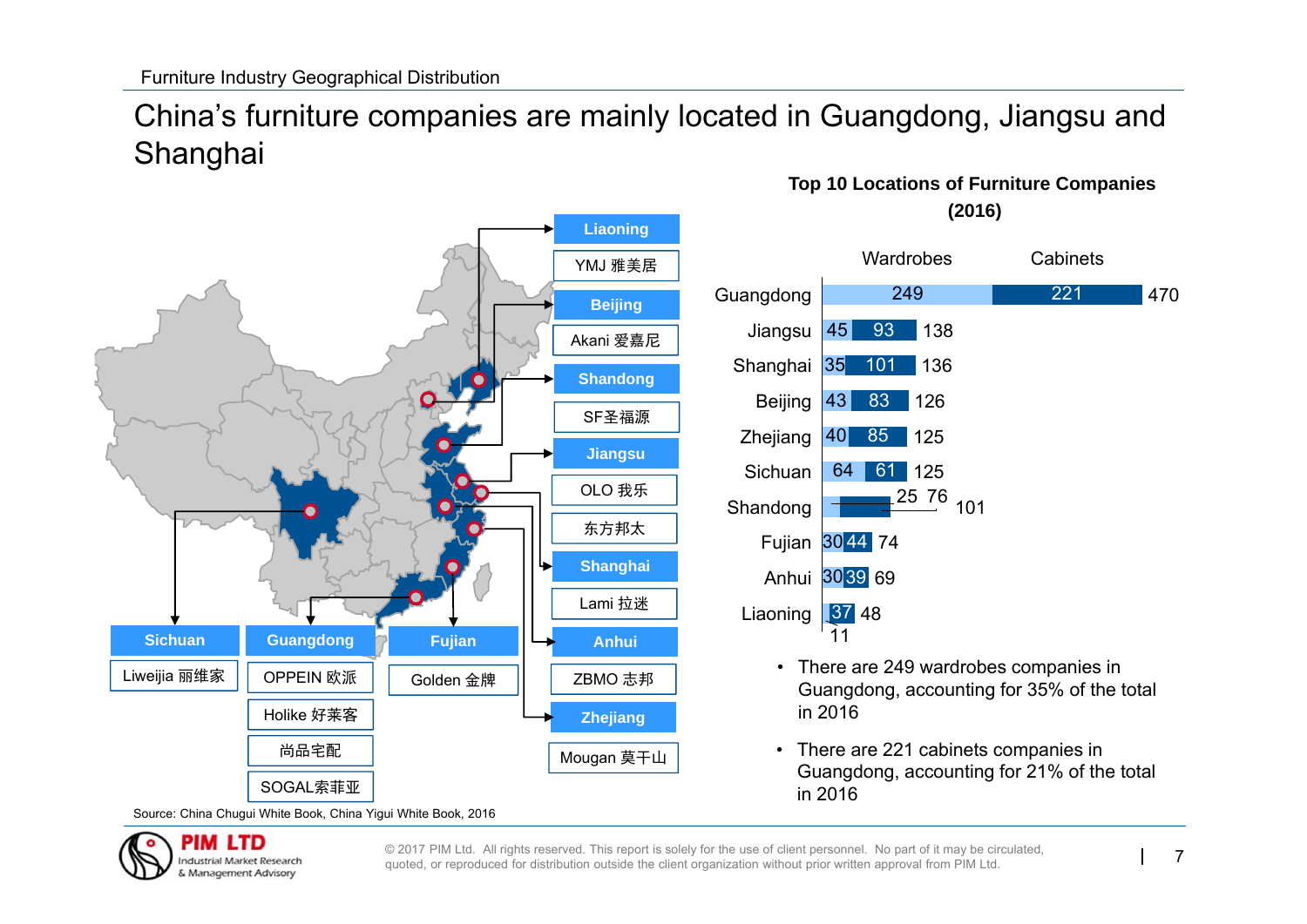Furniture Industry Geographical Distribution

# China's furniture companies are mainly located in Guangdong, Jiangsu and Shanghai

| Province | Companies |
|---|---|
| Liaoning | YMJ 雅美居 |
| Beijing | Akani 爱嘉尼 |
| Shandong | SF圣福源 |
| Jiangsu | OLO 我乐; 东方邦太 |
| Shanghai | Lami 拉迷 |
| Anhui | ZBMO 志邦 |
| Zhejiang | Mougan 莫干山 |
| Sichuan | Liweijia 丽维家 |
| Guangdong | OPPEIN 欧派; Holike 好莱客; 尚品宅配; SOGAL索菲亚 |
| Fujian | Golden 金牌 |

**Top 10 Locations of Furniture Companies (2016)**

| Location | Wardrobes | Cabinets | Total |
|---|---|---|---|
| Guangdong | 249 | 221 | 470 |
| Jiangsu | 45 | 93 | 138 |
| Shanghai | 35 | 101 | 136 |
| Beijing | 43 | 83 | 126 |
| Zhejiang | 40 | 85 | 125 |
| Sichuan | 64 | 61 | 125 |
| Shandong | 25 | 76 | 101 |
| Fujian | 30 | 44 | 74 |
| Anhui | 30 | 39 | 69 |
| Liaoning | 11 | 37 | 48 |

- There are 249 wardrobes companies in Guangdong, accounting for 35% of the total in 2016
- There are 221 cabinets companies in Guangdong, accounting for 21% of the total in 2016

Source: China Chugui White Book, China Yigui White Book, 2016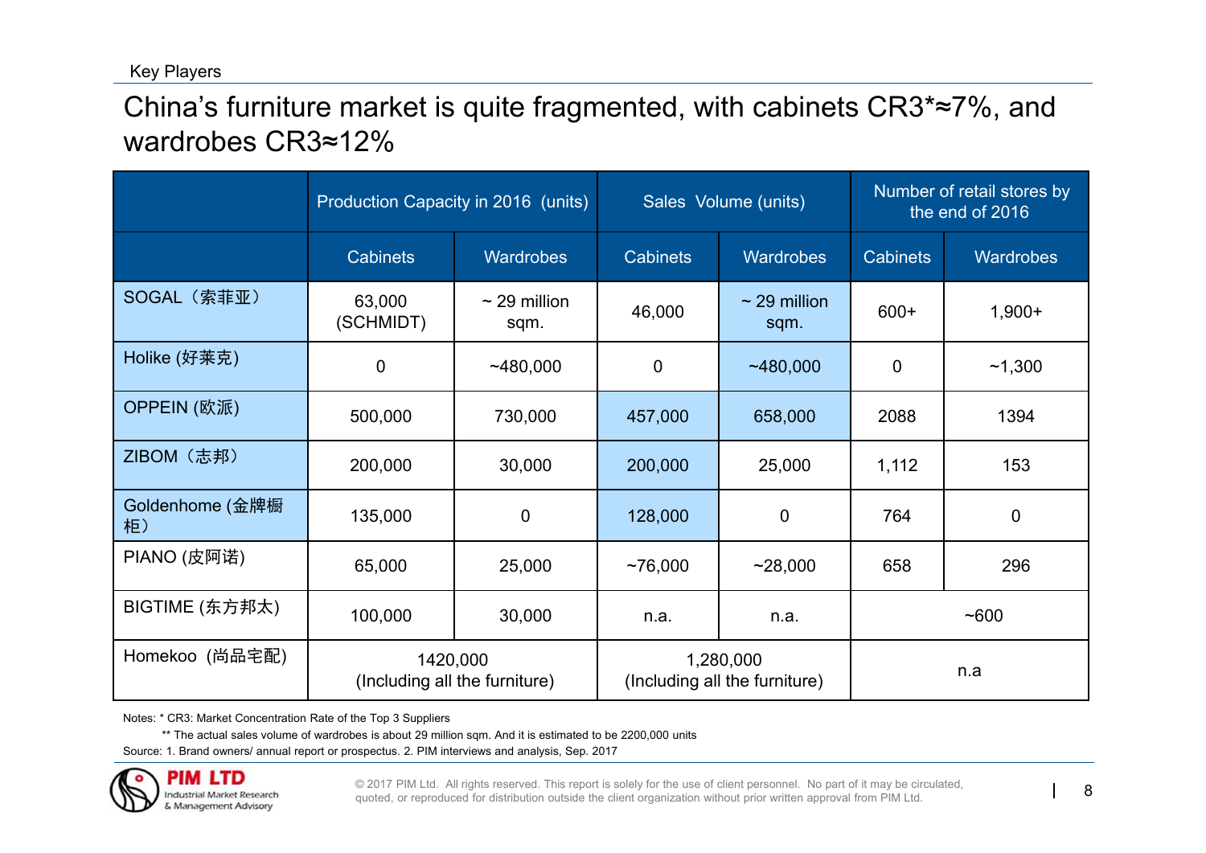Key Players

# China's furniture market is quite fragmented, with cabinets CR3*≈7%, and wardrobes CR3≈12%

| | Production Capacity in 2016 (units) | | Sales Volume (units) | | Number of retail stores by the end of 2016 | |
|---|---|---|---|---|---|---|
| | Cabinets | Wardrobes | Cabinets | Wardrobes | Cabinets | Wardrobes |
| SOGAL（索菲亚） | 63,000 (SCHMIDT) | ~ 29 million sqm. | 46,000 | ~ 29 million sqm. | 600+ | 1,900+ |
| Holike (好莱克) | 0 | ~480,000 | 0 | ~480,000 | 0 | ~1,300 |
| OPPEIN (欧派) | 500,000 | 730,000 | 457,000 | 658,000 | 2088 | 1394 |
| ZIBOM（志邦） | 200,000 | 30,000 | 200,000 | 25,000 | 1,112 | 153 |
| Goldenhome (金牌橱柜） | 135,000 | 0 | 128,000 | 0 | 764 | 0 |
| PIANO (皮阿诺) | 65,000 | 25,000 | ~76,000 | ~28,000 | 658 | 296 |
| BIGTIME (东方邦太) | 100,000 | 30,000 | n.a. | n.a. | ~600 | |
| Homekoo（尚品宅配） | 1420,000 (Including all the furniture) | | 1,280,000 (Including all the furniture) | | n.a | |

Notes: * CR3: Market Concentration Rate of the Top 3 Suppliers

** The actual sales volume of wardrobes is about 29 million sqm. And it is estimated to be 2200,000 units

Source: 1. Brand owners/ annual report or prospectus. 2. PIM interviews and analysis, Sep. 2017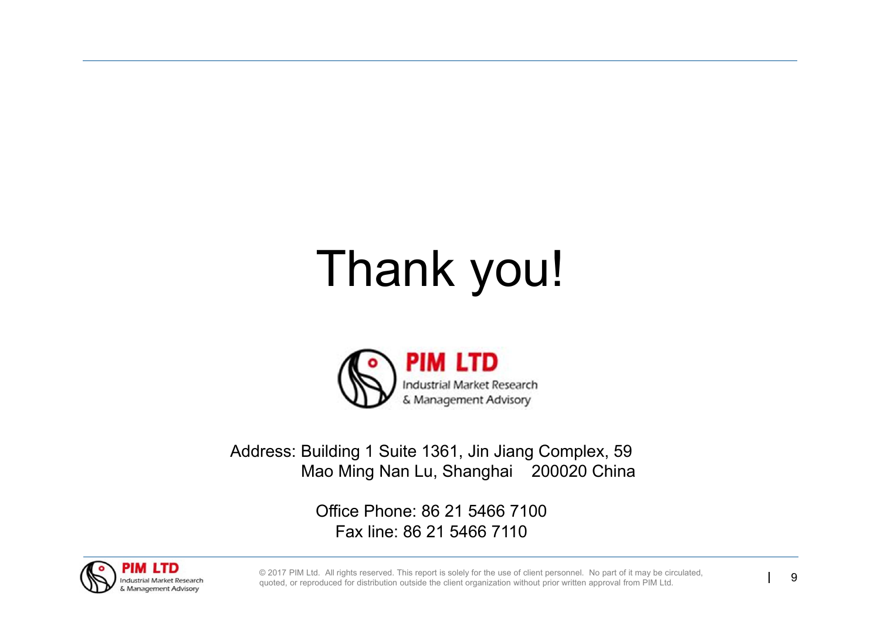# Thank you!

PIM LTD
Industrial Market Research
& Management Advisory

Address: Building 1 Suite 1361, Jin Jiang Complex, 59 Mao Ming Nan Lu, Shanghai 200020 China

Office Phone: 86 21 5466 7100
Fax line: 86 21 5466 7110

© 2017 PIM Ltd. All rights reserved. This report is solely for the use of client personnel. No part of it may be circulated, quoted, or reproduced for distribution outside the client organization without prior written approval from PIM Ltd.